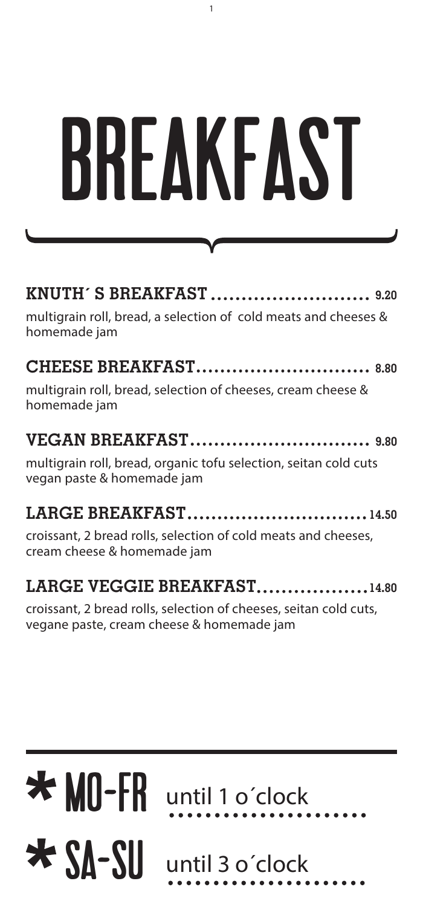# BREAKFAST

## KNUTH´ S BREAKFAST .......................... 9.20

multigrain roll, bread, a selection of cold meats and cheeses & homemade jam

## CHEESE BREAKFAST............................. 8.80

multigrain roll, bread, selection of cheeses, cream cheese & homemade jam

## VEGAN BREAKFAST.............................. 9.80

multigrain roll, bread, organic tofu selection, seitan cold cuts vegan paste & homemade jam

## LARGE BREAKFAST..............................14.50

croissant, 2 bread rolls, selection of cold meats and cheeses, cream cheese & homemade jam

## LARGE VEGGIE BREAKFAST..................14.80

croissant, 2 bread rolls, selection of cheeses, seitan cold cuts, vegane paste, cream cheese & homemade jam

---

**\* MO-FR** until 1 o´clock

**\* SA-SU** until 3 o´clock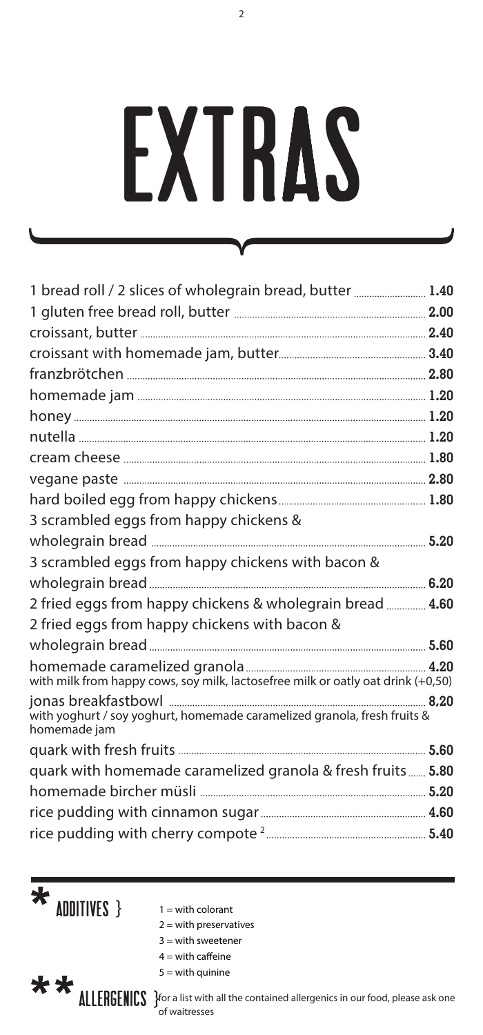# EXTRAS

| Item | Price |
|---|---|
| 1 bread roll / 2 slices of wholegrain bread, butter | 1.40 |
| 1 gluten free bread roll, butter | 2.00 |
| croissant, butter | 2.40 |
| croissant with homemade jam, butter | 3.40 |
| franzbrötchen | 2.80 |
| homemade jam | 1.20 |
| honey | 1.20 |
| nutella | 1.20 |
| cream cheese | 1.80 |
| vegane paste | 2.80 |
| hard boiled egg from happy chickens | 1.80 |
| 3 scrambled eggs from happy chickens & wholegrain bread | 5.20 |
| 3 scrambled eggs from happy chickens with bacon & wholegrain bread | 6.20 |
| 2 fried eggs from happy chickens & wholegrain bread | 4.60 |
| 2 fried eggs from happy chickens with bacon & wholegrain bread | 5.60 |
| homemade caramelized granola<br>with milk from happy cows, soy milk, lactosefree milk or oatly oat drink (+0,50) | 4.20 |
| jonas breakfastbowl<br>with yoghurt / soy yoghurt, homemade caramelized granola, fresh fruits & homemade jam | 8.20 |
| quark with fresh fruits | 5.60 |
| quark with homemade caramelized granola & fresh fruits | 5.80 |
| homemade bircher müsli | 5.20 |
| rice pudding with cinnamon sugar | 4.60 |
| rice pudding with cherry compote [2] | 5.40 |

\* ADDITIVES }

1 = with colorant
2 = with preservatives
3 = with sweetener
4 = with caffeine
5 = with quinine

\*\* ALLERGENICS } for a list with all the contained allergenics in our food, please ask one of waitresses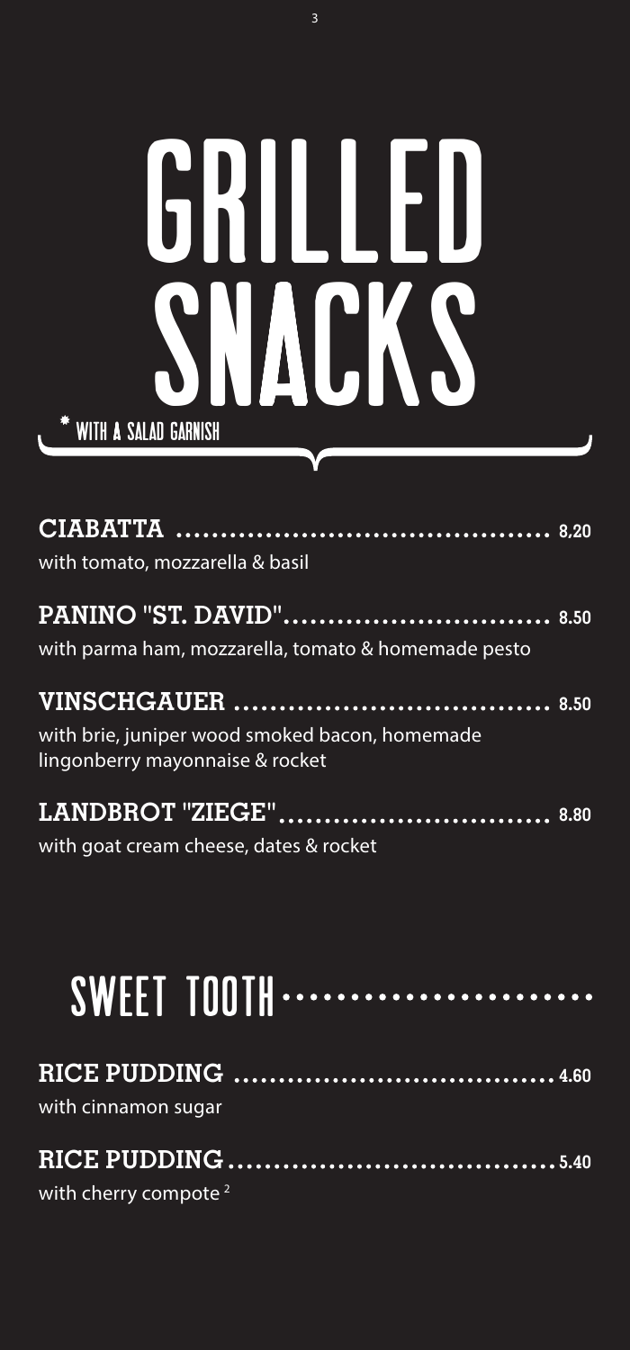# GRILLED SNACKS

\* WITH A SALAD GARNISH

**CIABATTA** ........................................ 8,20
with tomato, mozzarella & basil

**PANINO "ST. DAVID"**.............................. 8.50
with parma ham, mozzarella, tomato & homemade pesto

**VINSCHGAUER** .................................... 8.50
with brie, juniper wood smoked bacon, homemade lingonberry mayonnaise & rocket

**LANDBROT "ZIEGE"**.............................. 8.80
with goat cream cheese, dates & rocket

# SWEET TOOTH

**RICE PUDDING** .................................... 4.60
with cinnamon sugar

**RICE PUDDING** .................................... 5.40
with cherry compote [2]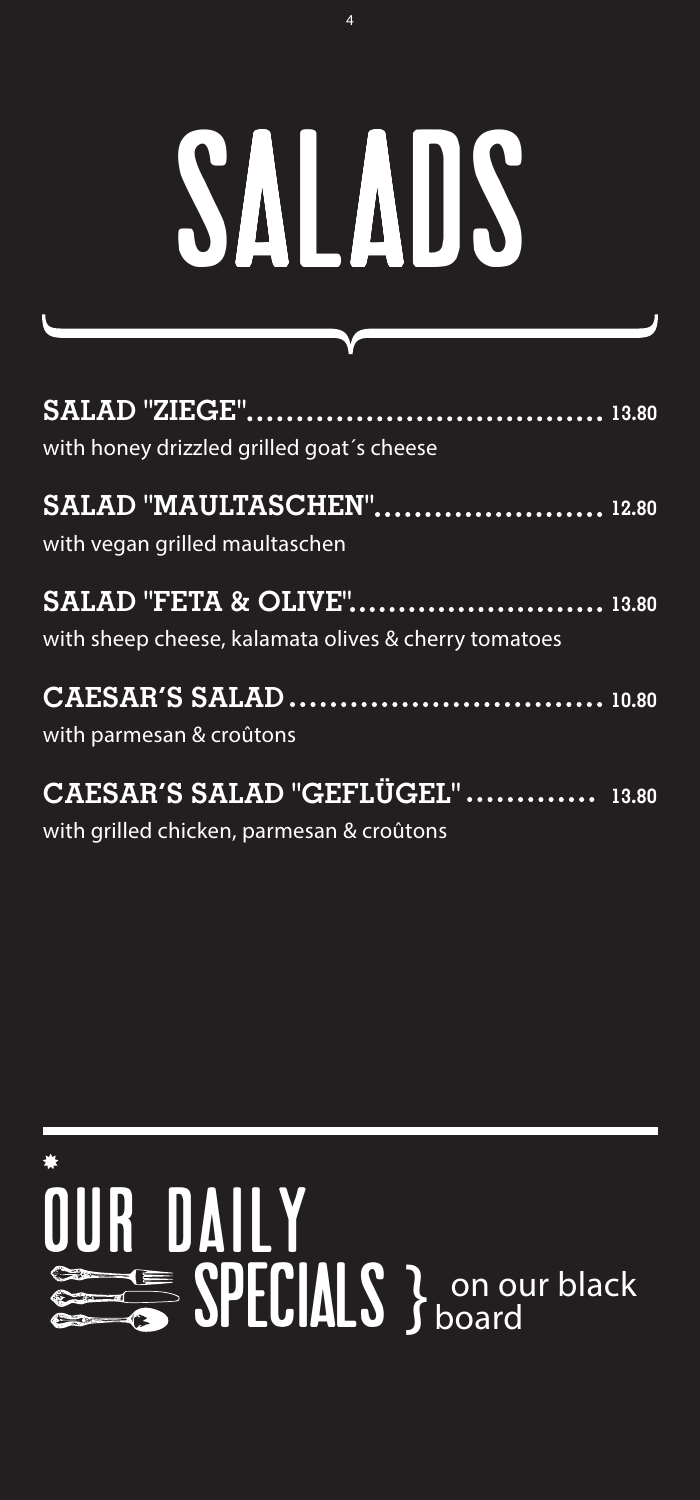# SALADS

**SALAD "ZIEGE"** .................................... 13.80
with honey drizzled grilled goat´s cheese

**SALAD "MAULTASCHEN"** ....................... 12.80
with vegan grilled maultaschen

**SALAD "FETA & OLIVE"** .......................... 13.80
with sheep cheese, kalamata olives & cherry tomatoes

**CAESAR'S SALAD** ............................... 10.80
with parmesan & croûtons

**CAESAR'S SALAD "GEFLÜGEL"** ............. 13.80
with grilled chicken, parmesan & croûtons

## OUR DAILY SPECIALS } on our black board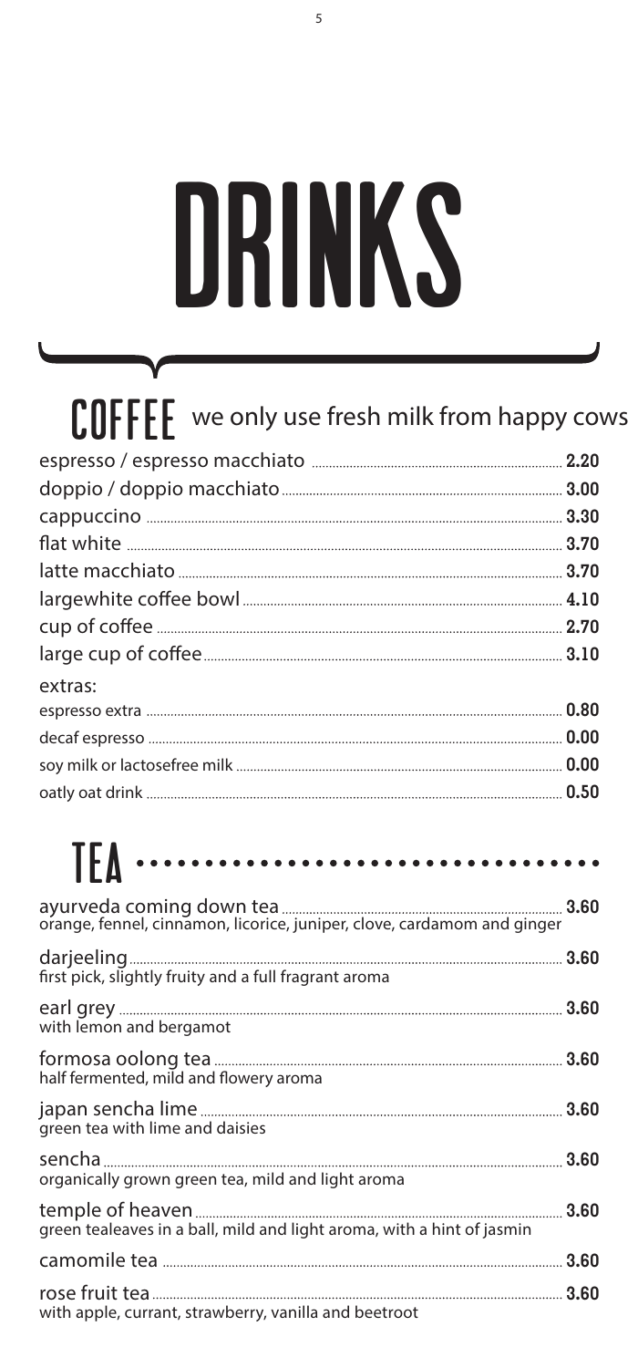# DRINKS

## COFFEE

we only use fresh milk from happy cows

| Item | Price |
|---|---|
| espresso / espresso macchiato | 2.20 |
| doppio / doppio macchiato | 3.00 |
| cappuccino | 3.30 |
| flat white | 3.70 |
| latte macchiato | 3.70 |
| largewhite coffee bowl | 4.10 |
| cup of coffee | 2.70 |
| large cup of coffee | 3.10 |

extras:

| Item | Price |
|---|---|
| espresso extra | 0.80 |
| decaf espresso | 0.00 |
| soy milk or lactosefree milk | 0.00 |
| oatly oat drink | 0.50 |

## TEA

| Item | Price |
|---|---|
| ayurveda coming down tea<br>orange, fennel, cinnamon, licorice, juniper, clove, cardamom and ginger | 3.60 |
| darjeeling<br>first pick, slightly fruity and a full fragrant aroma | 3.60 |
| earl grey<br>with lemon and bergamot | 3.60 |
| formosa oolong tea<br>half fermented, mild and flowery aroma | 3.60 |
| japan sencha lime<br>green tea with lime and daisies | 3.60 |
| sencha<br>organically grown green tea, mild and light aroma | 3.60 |
| temple of heaven<br>green tealeaves in a ball, mild and light aroma, with a hint of jasmin | 3.60 |
| camomile tea | 3.60 |
| rose fruit tea<br>with apple, currant, strawberry, vanilla and beetroot | 3.60 |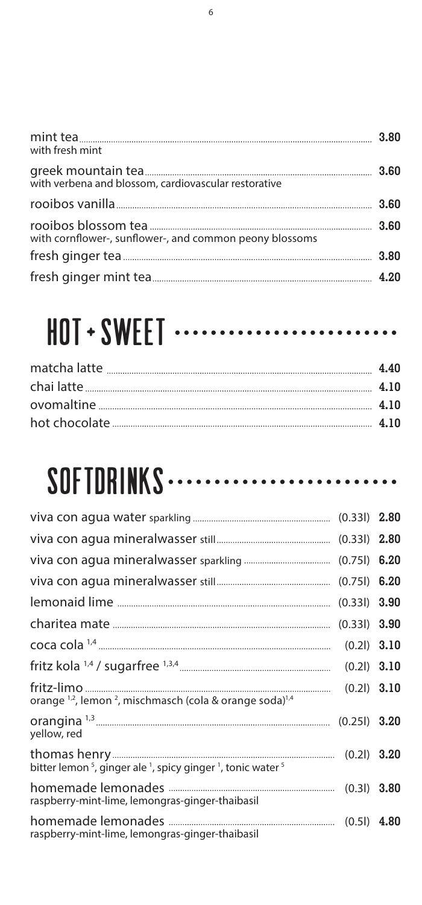| | |
|---|---|
| mint tea<br>with fresh mint | 3.80 |
| greek mountain tea<br>with verbena and blossom, cardiovascular restorative | 3.60 |
| rooibos vanilla | 3.60 |
| rooibos blossom tea<br>with cornflower-, sunflower-, and common peony blossoms | 3.60 |
| fresh ginger tea | 3.80 |
| fresh ginger mint tea | 4.20 |

# HOT + SWEET

| | |
|---|---|
| matcha latte | 4.40 |
| chai latte | 4.10 |
| ovomaltine | 4.10 |
| hot chocolate | 4.10 |

# SOFTDRINKS

| | | |
|---|---|---|
| viva con agua water sparkling | (0.33l) | 2.80 |
| viva con agua mineralwasser still | (0.33l) | 2.80 |
| viva con agua mineralwasser sparkling | (0.75l) | 6.20 |
| viva con agua mineralwasser still | (0.75l) | 6.20 |
| lemonaid lime | (0.33l) | 3.90 |
| charitea mate | (0.33l) | 3.90 |
| coca cola [1,4] | (0.2l) | 3.10 |
| fritz kola [1,4] / sugarfree [1,3,4] | (0.2l) | 3.10 |
| fritz-limo<br>orange [1,2], lemon [2], mischmasch (cola & orange soda)[1,4] | (0.2l) | 3.10 |
| orangina [1,3]<br>yellow, red | (0.25l) | 3.20 |
| thomas henry<br>bitter lemon [5], ginger ale [1], spicy ginger [1], tonic water [5] | (0.2l) | 3.20 |
| homemade lemonades<br>raspberry-mint-lime, lemongras-ginger-thaibasil | (0.3l) | 3.80 |
| homemade lemonades<br>raspberry-mint-lime, lemongras-ginger-thaibasil | (0.5l) | 4.80 |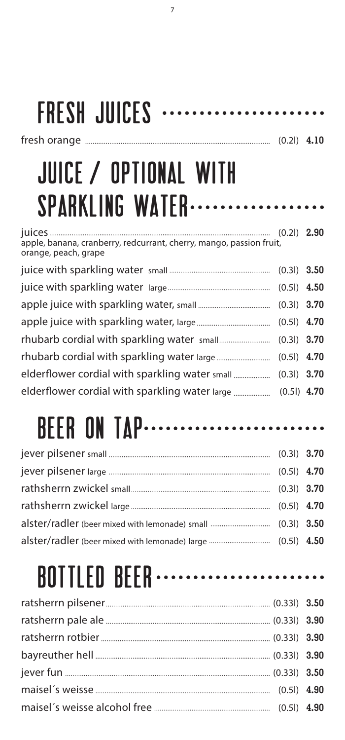# FRESH JUICES

| Item | Size | Price |
|---|---|---|
| fresh orange | (0.2l) | **4.10** |

# JUICE / OPTIONAL WITH SPARKLING WATER

| Item | Size | Price |
|---|---|---|
| juices<br>apple, banana, cranberry, redcurrant, cherry, mango, passion fruit, orange, peach, grape | (0.2l) | **2.90** |
| juice with sparkling water small | (0.3l) | **3.50** |
| juice with sparkling water large | (0.5l) | **4.50** |
| apple juice with sparkling water, small | (0.3l) | **3.70** |
| apple juice with sparkling water, large | (0.5l) | **4.70** |
| rhubarb cordial with sparkling water small | (0.3l) | **3.70** |
| rhubarb cordial with sparkling water large | (0.5l) | **4.70** |
| elderflower cordial with sparkling water small | (0.3l) | **3.70** |
| elderflower cordial with sparkling water large | (0.5l) | **4.70** |

# BEER ON TAP

| Item | Size | Price |
|---|---|---|
| jever pilsener small | (0.3l) | **3.70** |
| jever pilsener large | (0.5l) | **4.70** |
| rathsherrn zwickel small | (0.3l) | **3.70** |
| rathsherrn zwickel large | (0.5l) | **4.70** |
| alster/radler (beer mixed with lemonade) small | (0.3l) | **3.50** |
| alster/radler (beer mixed with lemonade) large | (0.5l) | **4.50** |

# BOTTLED BEER

| Item | Size | Price |
|---|---|---|
| ratsherrn pilsener | (0.33l) | **3.50** |
| ratsherrn pale ale | (0.33l) | **3.90** |
| ratsherrn rotbier | (0.33l) | **3.90** |
| bayreuther hell | (0.33l) | **3.90** |
| jever fun | (0.33l) | **3.50** |
| maisel´s weisse | (0.5l) | **4.90** |
| maisel´s weisse alcohol free | (0.5l) | **4.90** |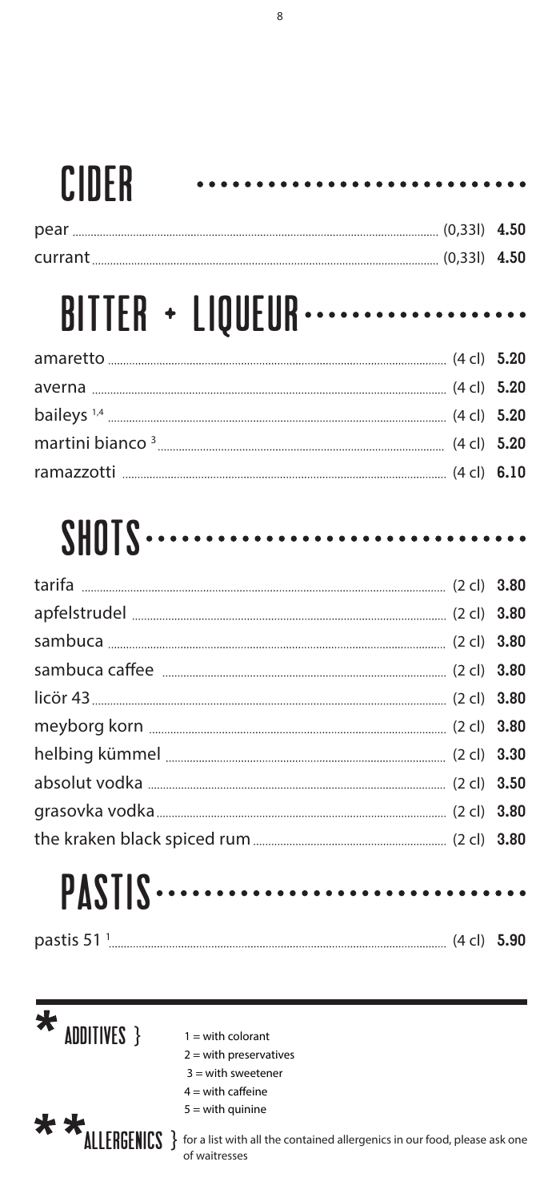# CIDER

| | | |
|---|---|---|
| pear | (0,33l) | **4.50** |
| currant | (0,33l) | **4.50** |

# BITTER + LIQUEUR

| | | |
|---|---|---|
| amaretto | (4 cl) | **5.20** |
| averna | (4 cl) | **5.20** |
| baileys [1,4] | (4 cl) | **5.20** |
| martini bianco [3] | (4 cl) | **5.20** |
| ramazzotti | (4 cl) | **6.10** |

# SHOTS

| | | |
|---|---|---|
| tarifa | (2 cl) | **3.80** |
| apfelstrudel | (2 cl) | **3.80** |
| sambuca | (2 cl) | **3.80** |
| sambuca caffee | (2 cl) | **3.80** |
| licör 43 | (2 cl) | **3.80** |
| meyborg korn | (2 cl) | **3.80** |
| helbing kümmel | (2 cl) | **3.30** |
| absolut vodka | (2 cl) | **3.50** |
| grasovka vodka | (2 cl) | **3.80** |
| the kraken black spiced rum | (2 cl) | **3.80** |

# PASTIS

| | | |
|---|---|---|
| pastis 51 [1] | (4 cl) | **5.90** |

**\* ADDITIVES }**

1 = with colorant
2 = with preservatives
3 = with sweetener
4 = with caffeine
5 = with quinine

**\*\* ALLERGENICS }** for a list with all the contained allergenics in our food, please ask one of waitresses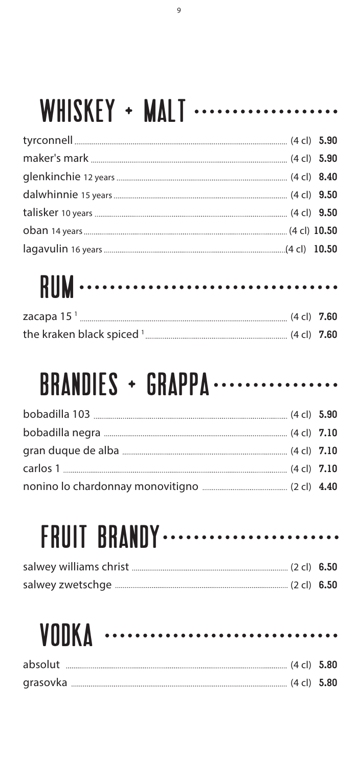# WHISKEY + MALT

| | | |
|---|---|---|
| tyrconnell | (4 cl) | **5.90** |
| maker's mark | (4 cl) | **5.90** |
| glenkinchie 12 years | (4 cl) | **8.40** |
| dalwhinnie 15 years | (4 cl) | **9.50** |
| talisker 10 years | (4 cl) | **9.50** |
| oban 14 years | (4 cl) | **10.50** |
| lagavulin 16 years | (4 cl) | **10.50** |

# RUM

| | | |
|---|---|---|
| zacapa 15 [1] | (4 cl) | **7.60** |
| the kraken black spiced [1] | (4 cl) | **7.60** |

# BRANDIES + GRAPPA

| | | |
|---|---|---|
| bobadilla 103 | (4 cl) | **5.90** |
| bobadilla negra | (4 cl) | **7.10** |
| gran duque de alba | (4 cl) | **7.10** |
| carlos 1 | (4 cl) | **7.10** |
| nonino lo chardonnay monovitigno | (2 cl) | **4.40** |

# FRUIT BRANDY

| | | |
|---|---|---|
| salwey williams christ | (2 cl) | **6.50** |
| salwey zwetschge | (2 cl) | **6.50** |

# VODKA

| | | |
|---|---|---|
| absolut | (4 cl) | **5.80** |
| grasovka | (4 cl) | **5.80** |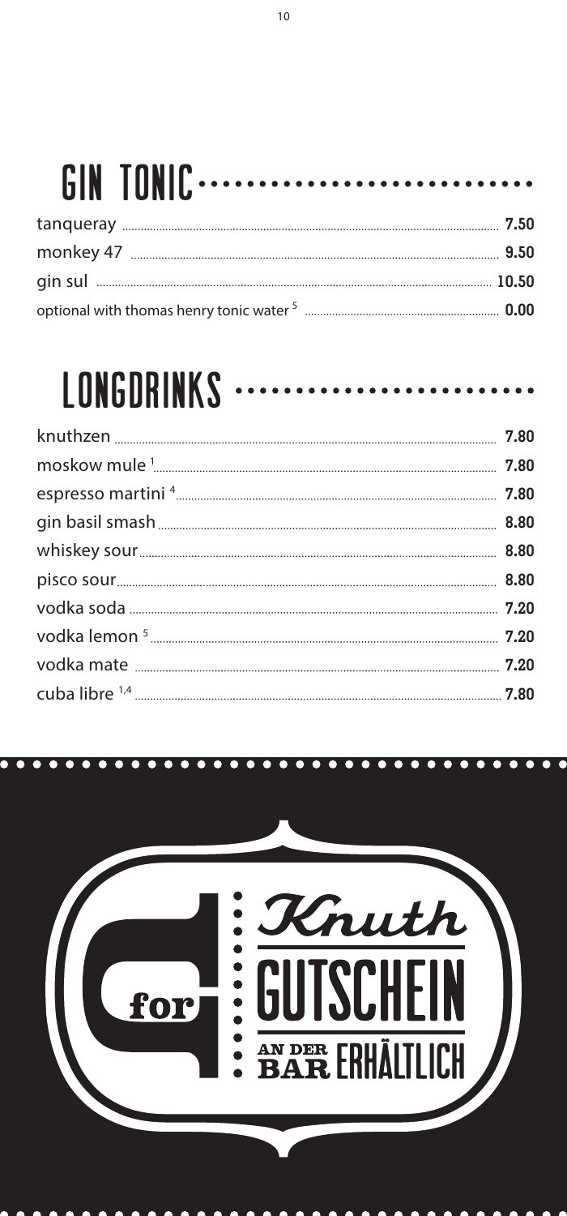## GIN TONIC

| | |
|---|---|
| tanqueray | 7.50 |
| monkey 47 | 9.50 |
| gin sul | 10.50 |
| optional with thomas henry tonic water [5] | 0.00 |

## LONGDRINKS

| | |
|---|---|
| knuthzen | 7.80 |
| moskow mule [1] | 7.80 |
| espresso martini [4] | 7.80 |
| gin basil smash | 8.80 |
| whiskey sour | 8.80 |
| pisco sour | 8.80 |
| vodka soda | 7.20 |
| vodka lemon [5] | 7.20 |
| vodka mate | 7.20 |
| cuba libre [1,4] | 7.80 |

for *Knuth*

GUTSCHEIN

AN DER BAR ERHÄLTLICH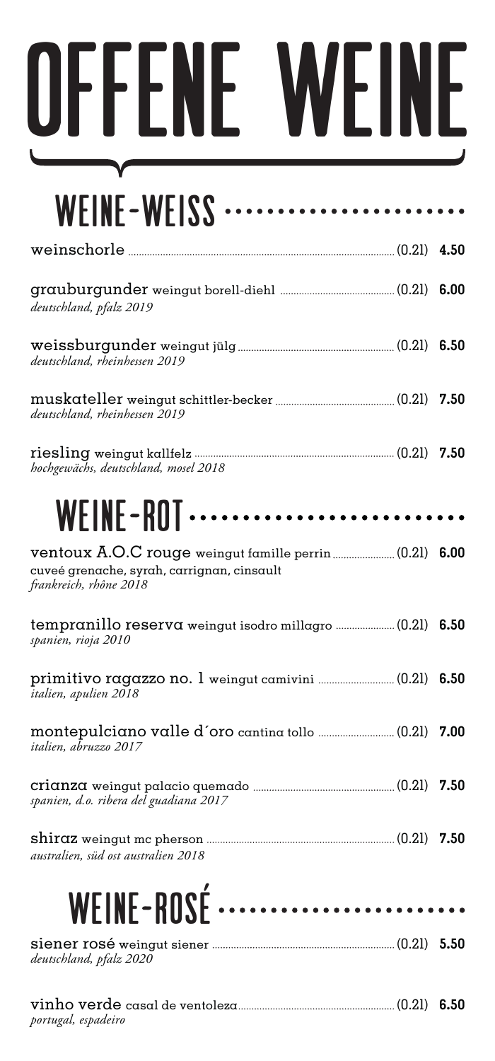# OFFENE WEINE

## WEINE-WEISS

**weinschorle** (0.2l) **4.50**

**grauburgunder** weingut borell-diehl (0.2l) **6.00**
*deutschland, pfalz 2019*

**weissburgunder** weingut jülg (0.2l) **6.50**
*deutschland, rheinhessen 2019*

**muskateller** weingut schittler-becker (0.2l) **7.50**
*deutschland, rheinhessen 2019*

**riesling** weingut kallfelz (0.2l) **7.50**
*hochgewächs, deutschland, mosel 2018*

## WEINE-ROT

**ventoux A.O.C rouge** weingut famille perrin (0.2l) **6.00**
cuveé grenache, syrah, carrignan, cinsault
*frankreich, rhône 2018*

**tempranillo reserva** weingut isodro millagro (0.2l) **6.50**
*spanien, rioja 2010*

**primitivo ragazzo no. 1** weingut camivini (0.2l) **6.50**
*italien, apulien 2018*

**montepulciano valle d´oro** cantina tollo (0.2l) **7.00**
*italien, abruzzo 2017*

**crianza** weingut palacio quemado (0.2l) **7.50**
*spanien, d.o. ribera del guadiana 2017*

**shiraz** weingut mc pherson (0.2l) **7.50**
*australien, süd ost australien 2018*

## WEINE-ROSÉ

**siener rosé** weingut siener (0.2l) **5.50**
*deutschland, pfalz 2020*

**vinho verde** casal de ventoleza (0.2l) **6.50**
*portugal, espadeiro*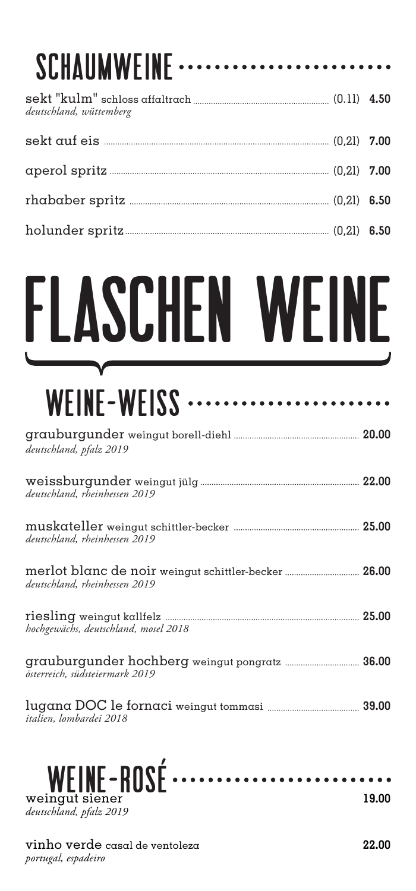## SCHAUMWEINE

sekt "kulm" schloss affaltrach (0.1l) **4.50**
*deutschland, wüttemberg*

sekt auf eis (0,2l) **7.00**

aperol spritz (0,2l) **7.00**

rhababer spritz (0,2l) **6.50**

holunder spritz (0,2l) **6.50**

# FLASCHEN WEINE

## WEINE-WEISS

grauburgunder weingut borell-diehl **20.00**
*deutschland, pfalz 2019*

weissburgunder weingut jülg **22.00**
*deutschland, rheinhessen 2019*

muskateller weingut schittler-becker **25.00**
*deutschland, rheinhessen 2019*

merlot blanc de noir weingut schittler-becker **26.00**
*deutschland, rheinhessen 2019*

riesling weingut kallfelz **25.00**
*hochgewächs, deutschland, mosel 2018*

grauburgunder hochberg weingut pongratz **36.00**
*österreich, südsteiermark 2019*

lugana DOC le fornaci weingut tommasi **39.00**
*italien, lombardei 2018*

## WEINE-ROSÉ

weingut siener **19.00**
*deutschland, pfalz 2019*

vinho verde casal de ventoleza **22.00**
*portugal, espadeiro*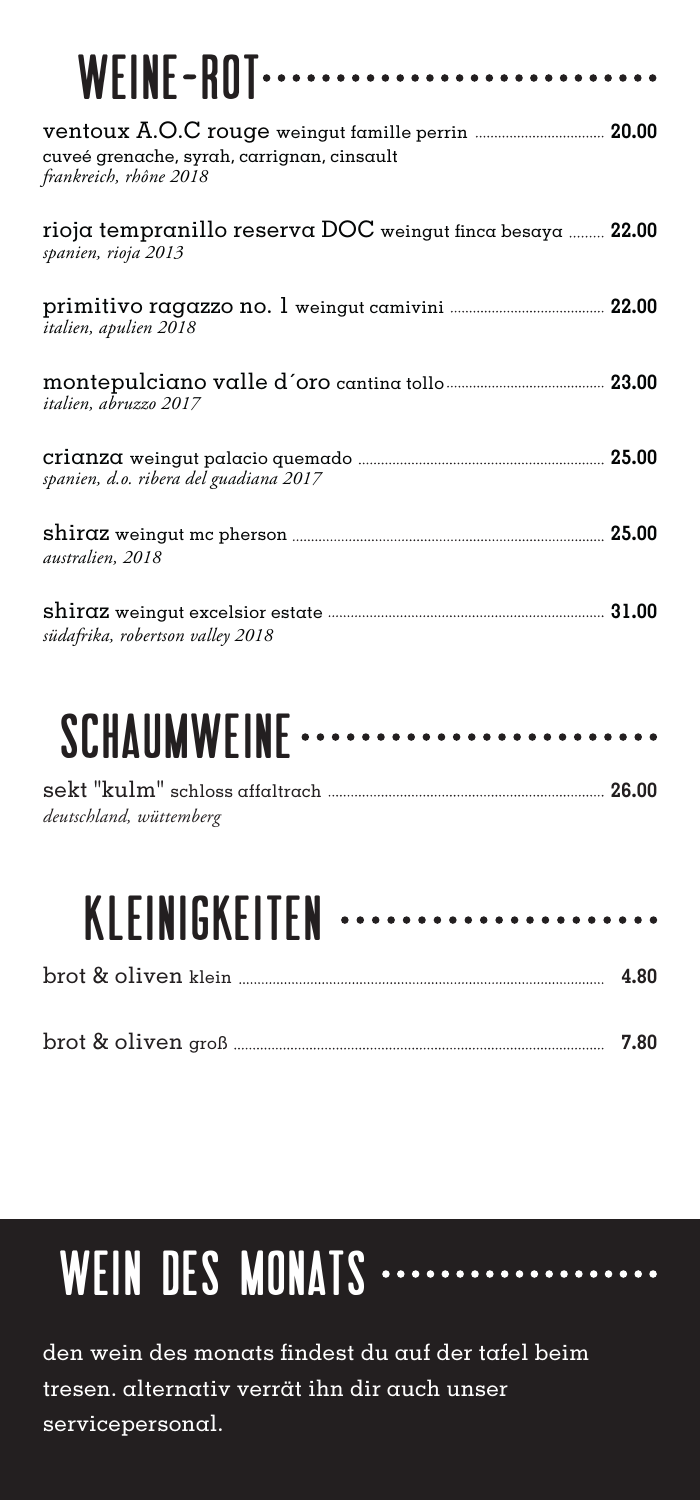# WEINE-ROT

**ventoux A.O.C rouge** weingut famille perrin ... **20.00**
cuveé grenache, syrah, carrignan, cinsault
*frankreich, rhône 2018*

**rioja tempranillo reserva DOC** weingut finca besaya ... **22.00**
*spanien, rioja 2013*

**primitivo ragazzo no. 1** weingut camivini ... **22.00**
*italien, apulien 2018*

**montepulciano valle d´oro** cantina tollo ... **23.00**
*italien, abruzzo 2017*

**crianza** weingut palacio quemado ... **25.00**
*spanien, d.o. ribera del guadiana 2017*

**shiraz** weingut mc pherson ... **25.00**
*australien, 2018*

**shiraz** weingut excelsior estate ... **31.00**
*südafrika, robertson valley 2018*

# SCHAUMWEINE

**sekt "kulm"** schloss affaltrach ... **26.00**
*deutschland, wüttemberg*

# KLEINIGKEITEN

**brot & oliven** klein ... **4.80**

**brot & oliven** groß ... **7.80**

# WEIN DES MONATS

den wein des monats findest du auf der tafel beim tresen. alternativ verrät ihn dir auch unser servicepersonal.